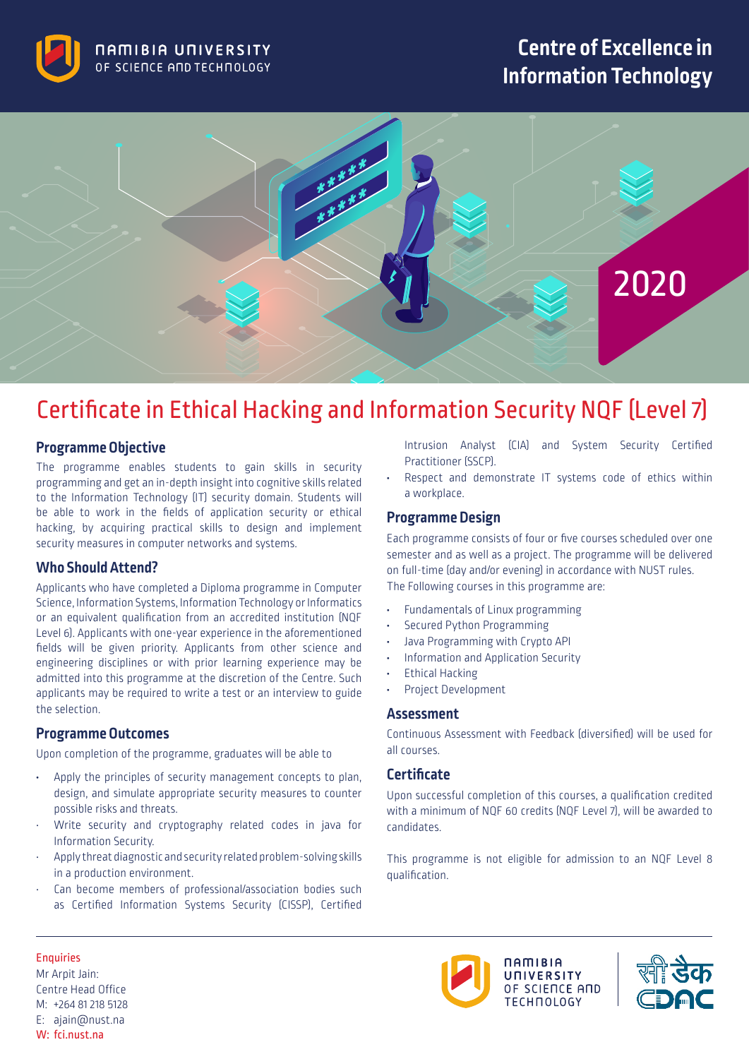NAMIBIA UNIVERSITY OF SCIENCE AND TECHNOLOGY

# Centre of Excellence in Information Technology

2020

# Certificate in Ethical Hacking and Information Security NQF (Level 7)

## Programme Objective

The programme enables students to gain skills in security programming and get an in-depth insight into cognitive skills related to the Information Technology (IT) security domain. Students will be able to work in the fields of application security or ethical hacking, by acquiring practical skills to design and implement security measures in computer networks and systems.

## Who Should Attend?

Applicants who have completed a Diploma programme in Computer Science, Information Systems, Information Technology or Informatics or an equivalent qualification from an accredited institution (NQF Level 6). Applicants with one-year experience in the aforementioned fields will be given priority. Applicants from other science and engineering disciplines or with prior learning experience may be admitted into this programme at the discretion of the Centre. Such applicants may be required to write a test or an interview to guide the selection.

## Programme Outcomes

Upon completion of the programme, graduates will be able to

- Apply the principles of security management concepts to plan, design, and simulate appropriate security measures to counter possible risks and threats.
- Write security and cryptography related codes in java for Information Security.
- Apply threat diagnostic and security related problem-solving skills in a production environment.
- Can become members of professional/association bodies such as Certified Information Systems Security (CISSP), Certified Intrusion Analyst (CIA) and System Security Certified Practitioner (SSCP).
- Respect and demonstrate IT systems code of ethics within a workplace.

## Programme Design

Each programme consists of four or five courses scheduled over one semester and as well as a project. The programme will be delivered on full-time (day and/or evening) in accordance with NUST rules. The Following courses in this programme are:

- Fundamentals of Linux programming
- Secured Python Programming
- Java Programming with Crypto API
- Information and Application Security
- Ethical Hacking
- Project Development

## Assessment

Continuous Assessment with Feedback (diversified) will be used for all courses.

## Certificate

Upon successful completion of this courses, a qualification credited with a minimum of NQF 60 credits (NQF Level 7), will be awarded to candidates.

This programme is not eligible for admission to an NQF Level 8 qualification.

**Enquiries**

Mr Arpit Jain:
Centre Head Office
M: +264 81 218 5128
E: ajain@nust.na
W: fci.nust.na

NAMIBIA UNIVERSITY OF SCIENCE AND TECHNOLOGY

सी-डैक CDAC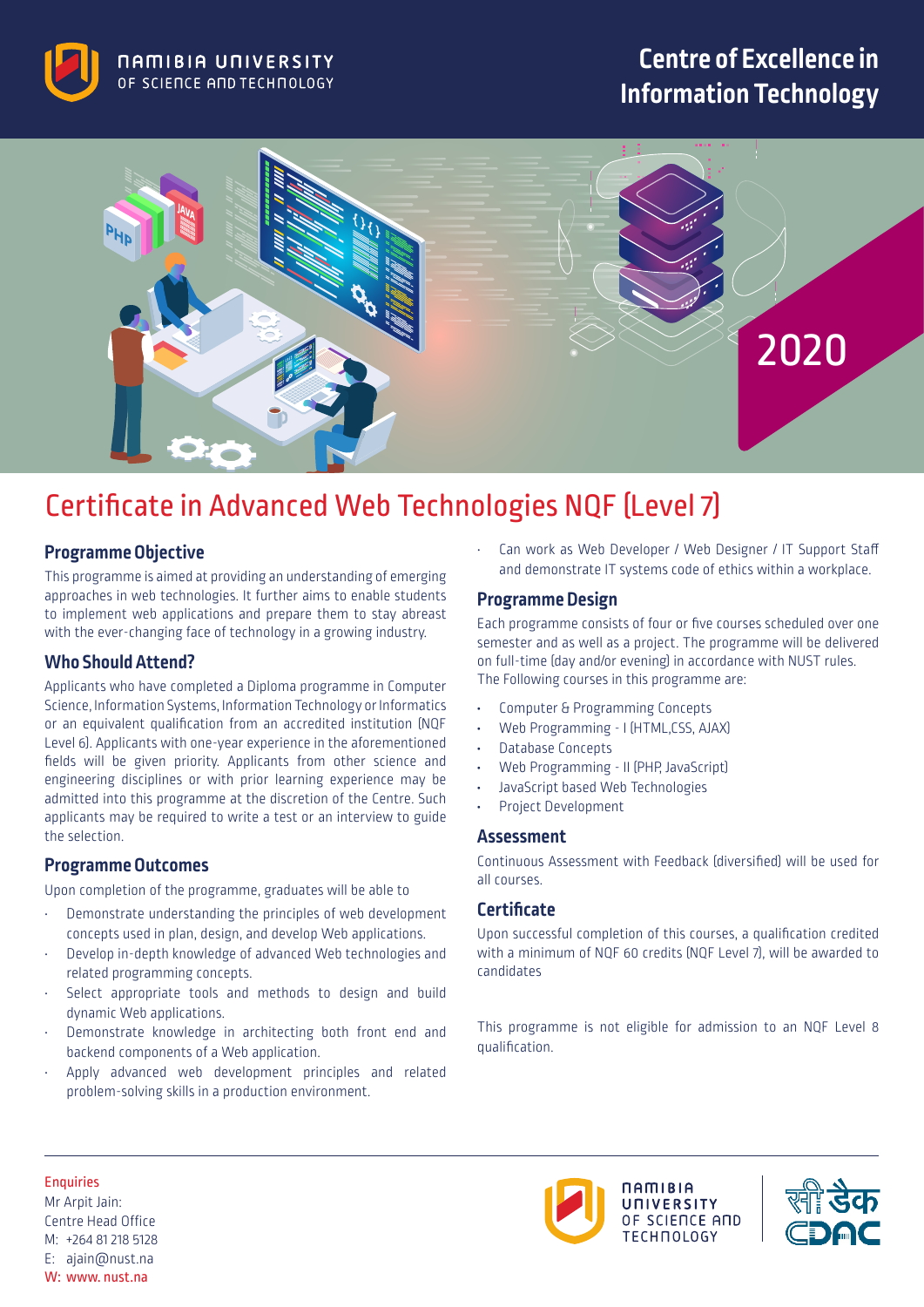NAMIBIA UNIVERSITY OF SCIENCE AND TECHNOLOGY

**Centre of Excellence in Information Technology**

2020

# Certificate in Advanced Web Technologies NQF (Level 7)

## Programme Objective

This programme is aimed at providing an understanding of emerging approaches in web technologies. It further aims to enable students to implement web applications and prepare them to stay abreast with the ever-changing face of technology in a growing industry.

## Who Should Attend?

Applicants who have completed a Diploma programme in Computer Science, Information Systems, Information Technology or Informatics or an equivalent qualification from an accredited institution (NQF Level 6). Applicants with one-year experience in the aforementioned fields will be given priority. Applicants from other science and engineering disciplines or with prior learning experience may be admitted into this programme at the discretion of the Centre. Such applicants may be required to write a test or an interview to guide the selection.

## Programme Outcomes

Upon completion of the programme, graduates will be able to

- Demonstrate understanding the principles of web development concepts used in plan, design, and develop Web applications.
- Develop in-depth knowledge of advanced Web technologies and related programming concepts.
- Select appropriate tools and methods to design and build dynamic Web applications.
- Demonstrate knowledge in architecting both front end and backend components of a Web application.
- Apply advanced web development principles and related problem-solving skills in a production environment.
- Can work as Web Developer / Web Designer / IT Support Staff and demonstrate IT systems code of ethics within a workplace.

## Programme Design

Each programme consists of four or five courses scheduled over one semester and as well as a project. The programme will be delivered on full-time (day and/or evening) in accordance with NUST rules. The Following courses in this programme are:

- Computer & Programming Concepts
- Web Programming - I (HTML,CSS, AJAX)
- Database Concepts
- Web Programming - II (PHP, JavaScript)
- JavaScript based Web Technologies
- Project Development

## Assessment

Continuous Assessment with Feedback (diversified) will be used for all courses.

## Certificate

Upon successful completion of this courses, a qualification credited with a minimum of NQF 60 credits (NQF Level 7), will be awarded to candidates

This programme is not eligible for admission to an NQF Level 8 qualification.

Enquiries
Mr Arpit Jain:
Centre Head Office
M: +264 81 218 5128
E: ajain@nust.na
W: www. nust.na

NAMIBIA UNIVERSITY OF SCIENCE AND TECHNOLOGY

सी-डैक CDAC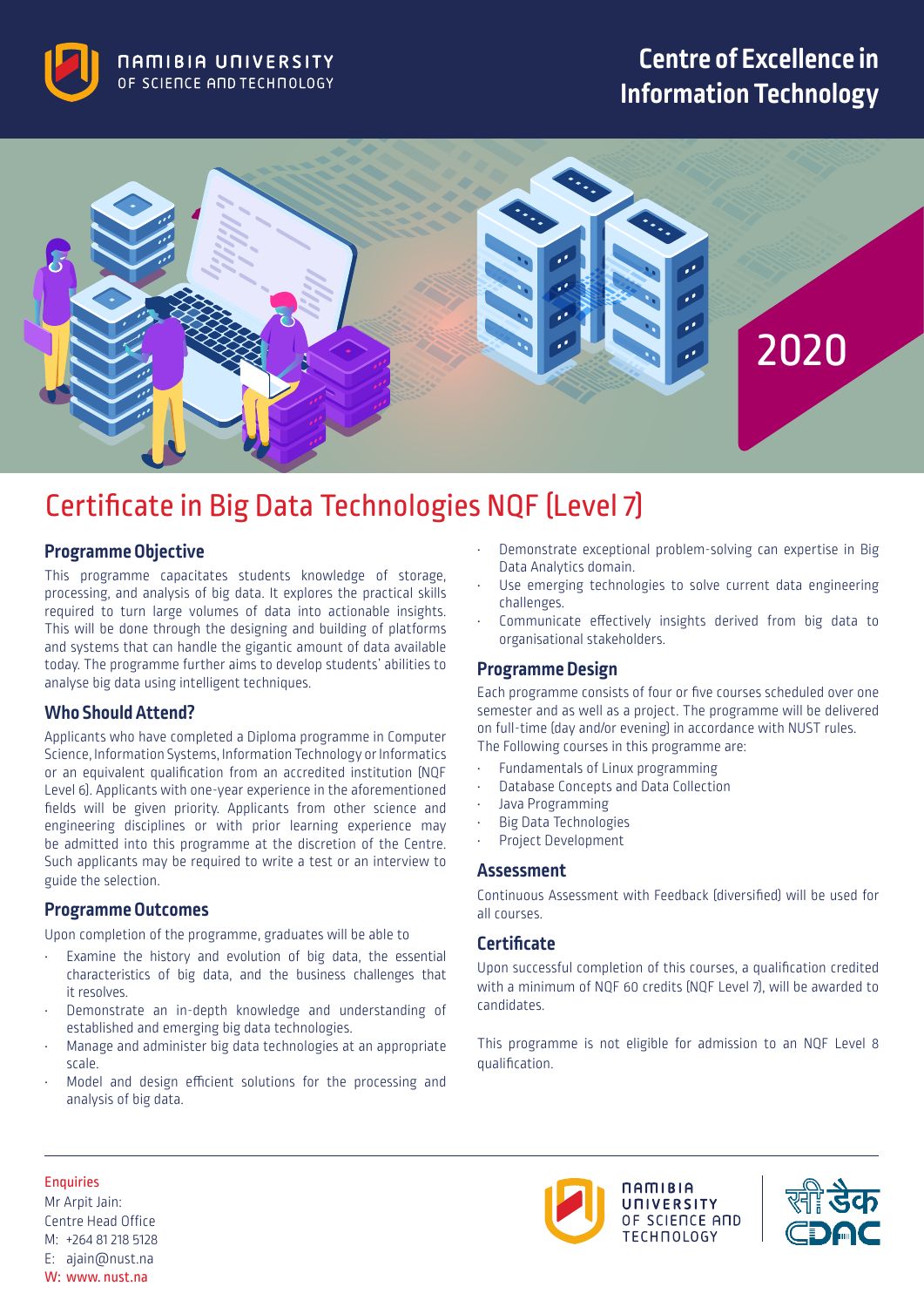NAMIBIA UNIVERSITY OF SCIENCE AND TECHNOLOGY

**Centre of Excellence in Information Technology**

2020

# Certificate in Big Data Technologies NQF (Level 7)

## Programme Objective

This programme capacitates students knowledge of storage, processing, and analysis of big data. It explores the practical skills required to turn large volumes of data into actionable insights. This will be done through the designing and building of platforms and systems that can handle the gigantic amount of data available today. The programme further aims to develop students' abilities to analyse big data using intelligent techniques.

## Who Should Attend?

Applicants who have completed a Diploma programme in Computer Science, Information Systems, Information Technology or Informatics or an equivalent qualification from an accredited institution (NQF Level 6). Applicants with one-year experience in the aforementioned fields will be given priority. Applicants from other science and engineering disciplines or with prior learning experience may be admitted into this programme at the discretion of the Centre. Such applicants may be required to write a test or an interview to guide the selection.

## Programme Outcomes

Upon completion of the programme, graduates will be able to

- Examine the history and evolution of big data, the essential characteristics of big data, and the business challenges that it resolves.
- Demonstrate an in-depth knowledge and understanding of established and emerging big data technologies.
- Manage and administer big data technologies at an appropriate scale.
- Model and design efficient solutions for the processing and analysis of big data.
- Demonstrate exceptional problem-solving can expertise in Big Data Analytics domain.
- Use emerging technologies to solve current data engineering challenges.
- Communicate effectively insights derived from big data to organisational stakeholders.

## Programme Design

Each programme consists of four or five courses scheduled over one semester and as well as a project. The programme will be delivered on full-time (day and/or evening) in accordance with NUST rules.
The Following courses in this programme are:

- Fundamentals of Linux programming
- Database Concepts and Data Collection
- Java Programming
- Big Data Technologies
- Project Development

## Assessment

Continuous Assessment with Feedback (diversified) will be used for all courses.

## Certificate

Upon successful completion of this courses, a qualification credited with a minimum of NQF 60 credits (NQF Level 7), will be awarded to candidates.

This programme is not eligible for admission to an NQF Level 8 qualification.

Enquiries
Mr Arpit Jain:
Centre Head Office
M: +264 81 218 5128
E: ajain@nust.na
W: www. nust.na

NAMIBIA UNIVERSITY OF SCIENCE AND TECHNOLOGY

सी-डैक CDAC